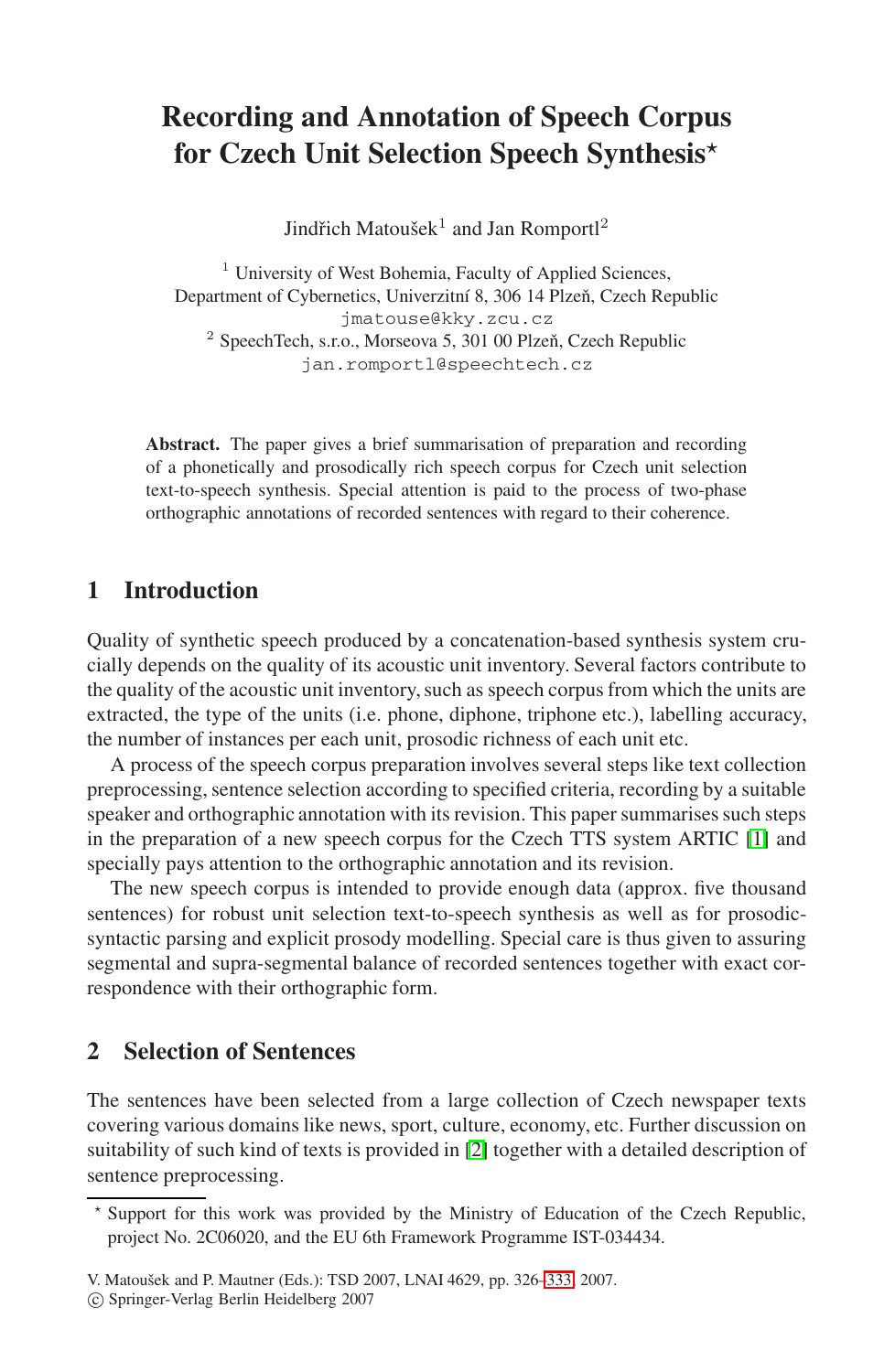# Recording and Annotation of Speech Corpus for Czech Unit Selection Speech Synthesis*

Jindřich Matoušek[1] and Jan Romportl[2]

[1] University of West Bohemia, Faculty of Applied Sciences, Department of Cybernetics, Univerzitní 8, 306 14 Plzeň, Czech Republic
jmatouse@kky.zcu.cz

[2] SpeechTech, s.r.o., Morseova 5, 301 00 Plzeň, Czech Republic
jan.romportl@speechtech.cz

**Abstract.** The paper gives a brief summarisation of preparation and recording of a phonetically and prosodically rich speech corpus for Czech unit selection text-to-speech synthesis. Special attention is paid to the process of two-phase orthographic annotations of recorded sentences with regard to their coherence.

## 1 Introduction

Quality of synthetic speech produced by a concatenation-based synthesis system crucially depends on the quality of its acoustic unit inventory. Several factors contribute to the quality of the acoustic unit inventory, such as speech corpus from which the units are extracted, the type of the units (i.e. phone, diphone, triphone etc.), labelling accuracy, the number of instances per each unit, prosodic richness of each unit etc.

A process of the speech corpus preparation involves several steps like text collection preprocessing, sentence selection according to specified criteria, recording by a suitable speaker and orthographic annotation with its revision. This paper summarises such steps in the preparation of a new speech corpus for the Czech TTS system ARTIC [1] and specially pays attention to the orthographic annotation and its revision.

The new speech corpus is intended to provide enough data (approx. five thousand sentences) for robust unit selection text-to-speech synthesis as well as for prosodic-syntactic parsing and explicit prosody modelling. Special care is thus given to assuring segmental and supra-segmental balance of recorded sentences together with exact correspondence with their orthographic form.

## 2 Selection of Sentences

The sentences have been selected from a large collection of Czech newspaper texts covering various domains like news, sport, culture, economy, etc. Further discussion on suitability of such kind of texts is provided in [2] together with a detailed description of sentence preprocessing.

* Support for this work was provided by the Ministry of Education of the Czech Republic, project No. 2C06020, and the EU 6th Framework Programme IST-034434.

V. Matoušek and P. Mautner (Eds.): TSD 2007, LNAI 4629, pp. 326–333, 2007.
© Springer-Verlag Berlin Heidelberg 2007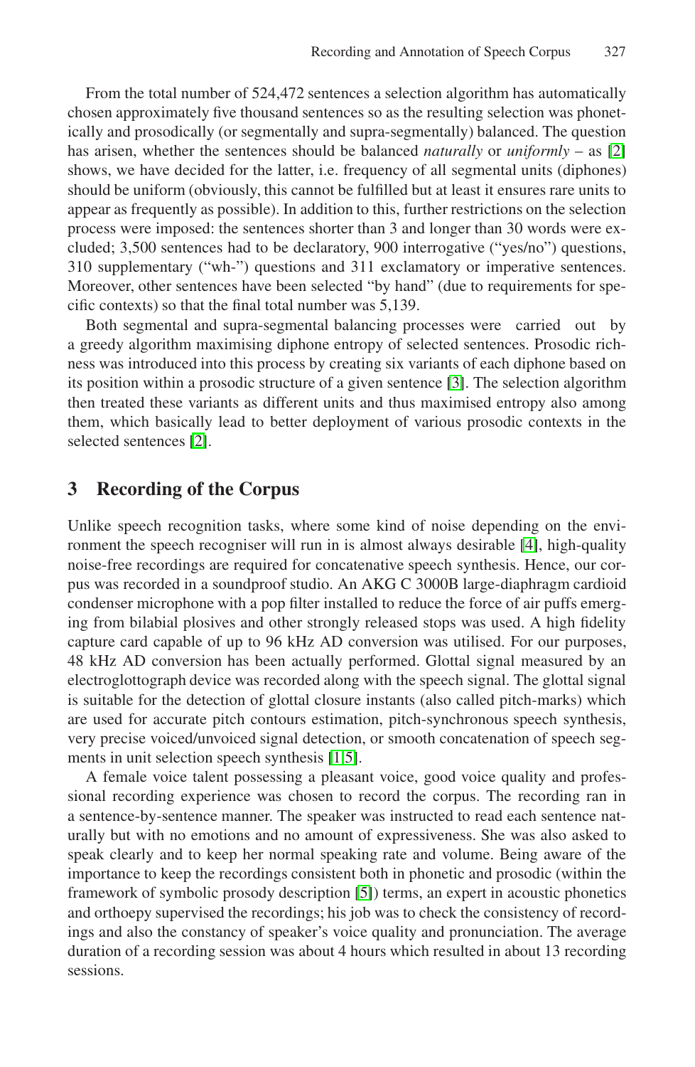From the total number of 524,472 sentences a selection algorithm has automatically chosen approximately five thousand sentences so as the resulting selection was phonetically and prosodically (or segmentally and supra-segmentally) balanced. The question has arisen, whether the sentences should be balanced *naturally* or *uniformly* – as [2] shows, we have decided for the latter, i.e. frequency of all segmental units (diphones) should be uniform (obviously, this cannot be fulfilled but at least it ensures rare units to appear as frequently as possible). In addition to this, further restrictions on the selection process were imposed: the sentences shorter than 3 and longer than 30 words were excluded; 3,500 sentences had to be declaratory, 900 interrogative ("yes/no") questions, 310 supplementary ("wh-") questions and 311 exclamatory or imperative sentences. Moreover, other sentences have been selected "by hand" (due to requirements for specific contexts) so that the final total number was 5,139.

Both segmental and supra-segmental balancing processes were carried out by a greedy algorithm maximising diphone entropy of selected sentences. Prosodic richness was introduced into this process by creating six variants of each diphone based on its position within a prosodic structure of a given sentence [3]. The selection algorithm then treated these variants as different units and thus maximised entropy also among them, which basically lead to better deployment of various prosodic contexts in the selected sentences [2].

## 3 Recording of the Corpus

Unlike speech recognition tasks, where some kind of noise depending on the environment the speech recogniser will run in is almost always desirable [4], high-quality noise-free recordings are required for concatenative speech synthesis. Hence, our corpus was recorded in a soundproof studio. An AKG C 3000B large-diaphragm cardioid condenser microphone with a pop filter installed to reduce the force of air puffs emerging from bilabial plosives and other strongly released stops was used. A high fidelity capture card capable of up to 96 kHz AD conversion was utilised. For our purposes, 48 kHz AD conversion has been actually performed. Glottal signal measured by an electroglottograph device was recorded along with the speech signal. The glottal signal is suitable for the detection of glottal closure instants (also called pitch-marks) which are used for accurate pitch contours estimation, pitch-synchronous speech synthesis, very precise voiced/unvoiced signal detection, or smooth concatenation of speech segments in unit selection speech synthesis [1,5].

A female voice talent possessing a pleasant voice, good voice quality and professional recording experience was chosen to record the corpus. The recording ran in a sentence-by-sentence manner. The speaker was instructed to read each sentence naturally but with no emotions and no amount of expressiveness. She was also asked to speak clearly and to keep her normal speaking rate and volume. Being aware of the importance to keep the recordings consistent both in phonetic and prosodic (within the framework of symbolic prosody description [5]) terms, an expert in acoustic phonetics and orthoepy supervised the recordings; his job was to check the consistency of recordings and also the constancy of speaker's voice quality and pronunciation. The average duration of a recording session was about 4 hours which resulted in about 13 recording sessions.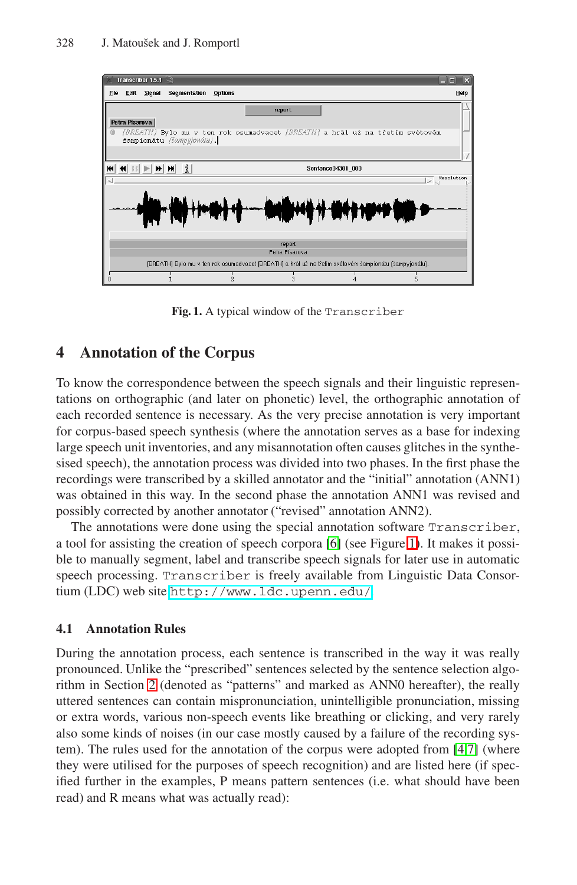Fig. 1. A typical window of the `Transcriber`

## 4 Annotation of the Corpus

To know the correspondence between the speech signals and their linguistic representations on orthographic (and later on phonetic) level, the orthographic annotation of each recorded sentence is necessary. As the very precise annotation is very important for corpus-based speech synthesis (where the annotation serves as a base for indexing large speech unit inventories, and any misannotation often causes glitches in the synthesised speech), the annotation process was divided into two phases. In the first phase the recordings were transcribed by a skilled annotator and the "initial" annotation (ANN1) was obtained in this way. In the second phase the annotation ANN1 was revised and possibly corrected by another annotator ("revised" annotation ANN2).

The annotations were done using the special annotation software `Transcriber`, a tool for assisting the creation of speech corpora [6] (see Figure 1). It makes it possible to manually segment, label and transcribe speech signals for later use in automatic speech processing. `Transcriber` is freely available from Linguistic Data Consortium (LDC) web site `http://www.ldc.upenn.edu/`

### 4.1 Annotation Rules

During the annotation process, each sentence is transcribed in the way it was really pronounced. Unlike the "prescribed" sentences selected by the sentence selection algorithm in Section 2 (denoted as "patterns" and marked as ANN0 hereafter), the really uttered sentences can contain mispronunciation, unintelligible pronunciation, missing or extra words, various non-speech events like breathing or clicking, and very rarely also some kinds of noises (in our case mostly caused by a failure of the recording system). The rules used for the annotation of the corpus were adopted from [4,7] (where they were utilised for the purposes of speech recognition) and are listed here (if specified further in the examples, P means pattern sentences (i.e. what should have been read) and R means what was actually read):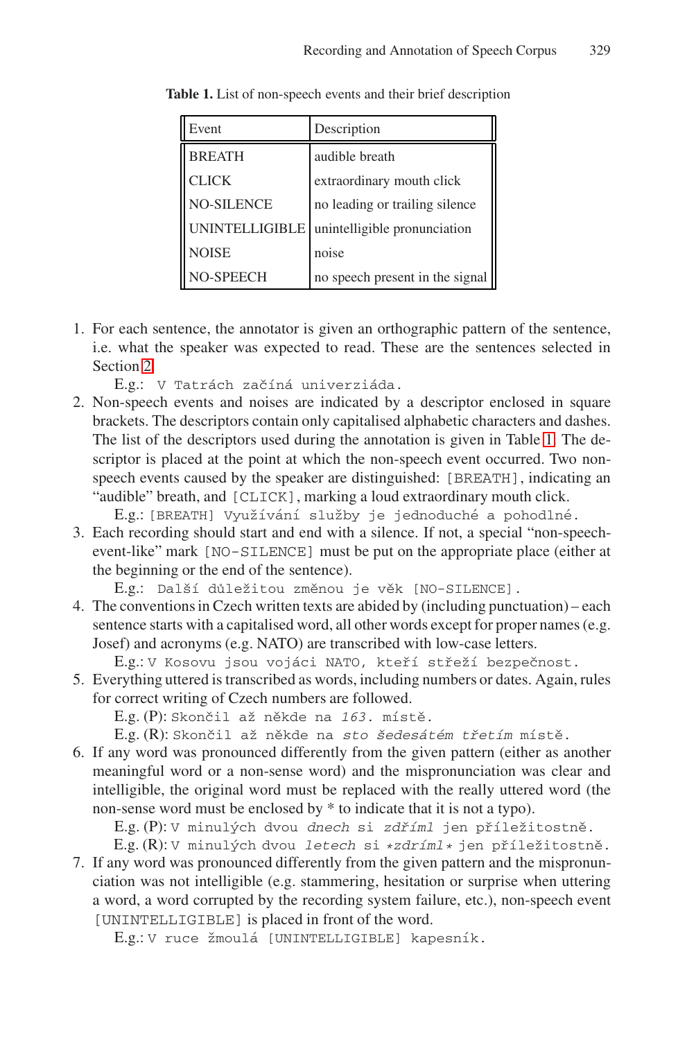**Table 1.** List of non-speech events and their brief description

| Event | Description |
|---|---|
| BREATH | audible breath |
| CLICK | extraordinary mouth click |
| NO-SILENCE | no leading or trailing silence |
| UNINTELLIGIBLE | unintelligible pronunciation |
| NOISE | noise |
| NO-SPEECH | no speech present in the signal |

1. For each sentence, the annotator is given an orthographic pattern of the sentence, i.e. what the speaker was expected to read. These are the sentences selected in Section 2.

   E.g.: `V Tatrách začíná univerziáda.`

2. Non-speech events and noises are indicated by a descriptor enclosed in square brackets. The descriptors contain only capitalised alphabetic characters and dashes. The list of the descriptors used during the annotation is given in Table 1. The descriptor is placed at the point at which the non-speech event occurred. Two non-speech events caused by the speaker are distinguished: `[BREATH]`, indicating an "audible" breath, and `[CLICK]`, marking a loud extraordinary mouth click.

   E.g.: `[BREATH] Využívání služby je jednoduché a pohodlné.`

3. Each recording should start and end with a silence. If not, a special "non-speech-event-like" mark `[NO-SILENCE]` must be put on the appropriate place (either at the beginning or the end of the sentence).

   E.g.: `Další důležitou změnou je věk [NO-SILENCE].`

4. The conventions in Czech written texts are abided by (including punctuation) – each sentence starts with a capitalised word, all other words except for proper names (e.g. Josef) and acronyms (e.g. NATO) are transcribed with low-case letters.

   E.g.: `V Kosovu jsou vojáci NATO, kteří střeží bezpečnost.`

5. Everything uttered is transcribed as words, including numbers or dates. Again, rules for correct writing of Czech numbers are followed.

   E.g. (P): `Skončil až někde na` *`163.`* `místě.`

   E.g. (R): `Skončil až někde na` *`sto šedesátém třetím`* `místě.`

6. If any word was pronounced differently from the given pattern (either as another meaningful word or a non-sense word) and the mispronunciation was clear and intelligible, the original word must be replaced with the really uttered word (the non-sense word must be enclosed by * to indicate that it is not a typo).

   E.g. (P): `V minulých dvou` *`dnech`* `si` *`zdříml`* `jen příležitostně.`

   E.g. (R): `V minulých dvou` *`letech`* `si` *`*zdríml*`* `jen příležitostně.`

7. If any word was pronounced differently from the given pattern and the mispronunciation was not intelligible (e.g. stammering, hesitation or surprise when uttering a word, a word corrupted by the recording system failure, etc.), non-speech event `[UNINTELLIGIBLE]` is placed in front of the word.

   E.g.: `V ruce žmoulá [UNINTELLIGIBLE] kapesník.`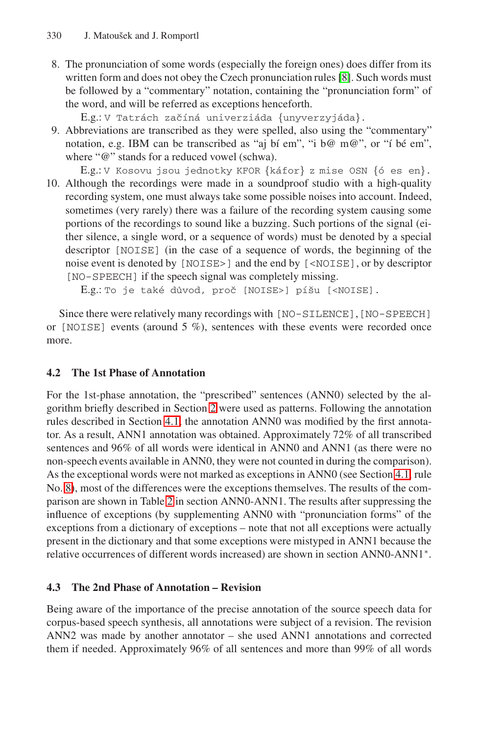8. The pronunciation of some words (especially the foreign ones) does differ from its written form and does not obey the Czech pronunciation rules [8]. Such words must be followed by a "commentary" notation, containing the "pronunciation form" of the word, and will be referred as exceptions henceforth.

   E.g.: `V Tatrách začíná univerziáda {unyverzyjáda}.`
9. Abbreviations are transcribed as they were spelled, also using the "commentary" notation, e.g. IBM can be transcribed as "aj bí em", "i b@ m@", or "í bé em", where "@" stands for a reduced vowel (schwa).

   E.g.: `V Kosovu jsou jednotky KFOR {káfor} z mise OSN {ó es en}.`
10. Although the recordings were made in a soundproof studio with a high-quality recording system, one must always take some possible noises into account. Indeed, sometimes (very rarely) there was a failure of the recording system causing some portions of the recordings to sound like a buzzing. Such portions of the signal (either silence, a single word, or a sequence of words) must be denoted by a special descriptor `[NOISE]` (in the case of a sequence of words, the beginning of the noise event is denoted by `[NOISE>]` and the end by `[<NOISE]`, or by descriptor `[NO-SPEECH]` if the speech signal was completely missing.

    E.g.: `To je také důvod, proč [NOISE>] píšu [<NOISE].`

Since there were relatively many recordings with `[NO-SILENCE]`, `[NO-SPEECH]` or `[NOISE]` events (around 5 %), sentences with these events were recorded once more.

### 4.2 The 1st Phase of Annotation

For the 1st-phase annotation, the "prescribed" sentences (ANN0) selected by the algorithm briefly described in Section 2 were used as patterns. Following the annotation rules described in Section 4.1, the annotation ANN0 was modified by the first annotator. As a result, ANN1 annotation was obtained. Approximately 72% of all transcribed sentences and 96% of all words were identical in ANN0 and ANN1 (as there were no non-speech events available in ANN0, they were not counted in during the comparison). As the exceptional words were not marked as exceptions in ANN0 (see Section 4.1, rule No. 8), most of the differences were the exceptions themselves. The results of the comparison are shown in Table 2 in section ANN0-ANN1. The results after suppressing the influence of exceptions (by supplementing ANN0 with "pronunciation forms" of the exceptions from a dictionary of exceptions – note that not all exceptions were actually present in the dictionary and that some exceptions were mistyped in ANN1 because the relative occurrences of different words increased) are shown in section ANN0-ANN1$^*$.

### 4.3 The 2nd Phase of Annotation – Revision

Being aware of the importance of the precise annotation of the source speech data for corpus-based speech synthesis, all annotations were subject of a revision. The revision ANN2 was made by another annotator – she used ANN1 annotations and corrected them if needed. Approximately 96% of all sentences and more than 99% of all words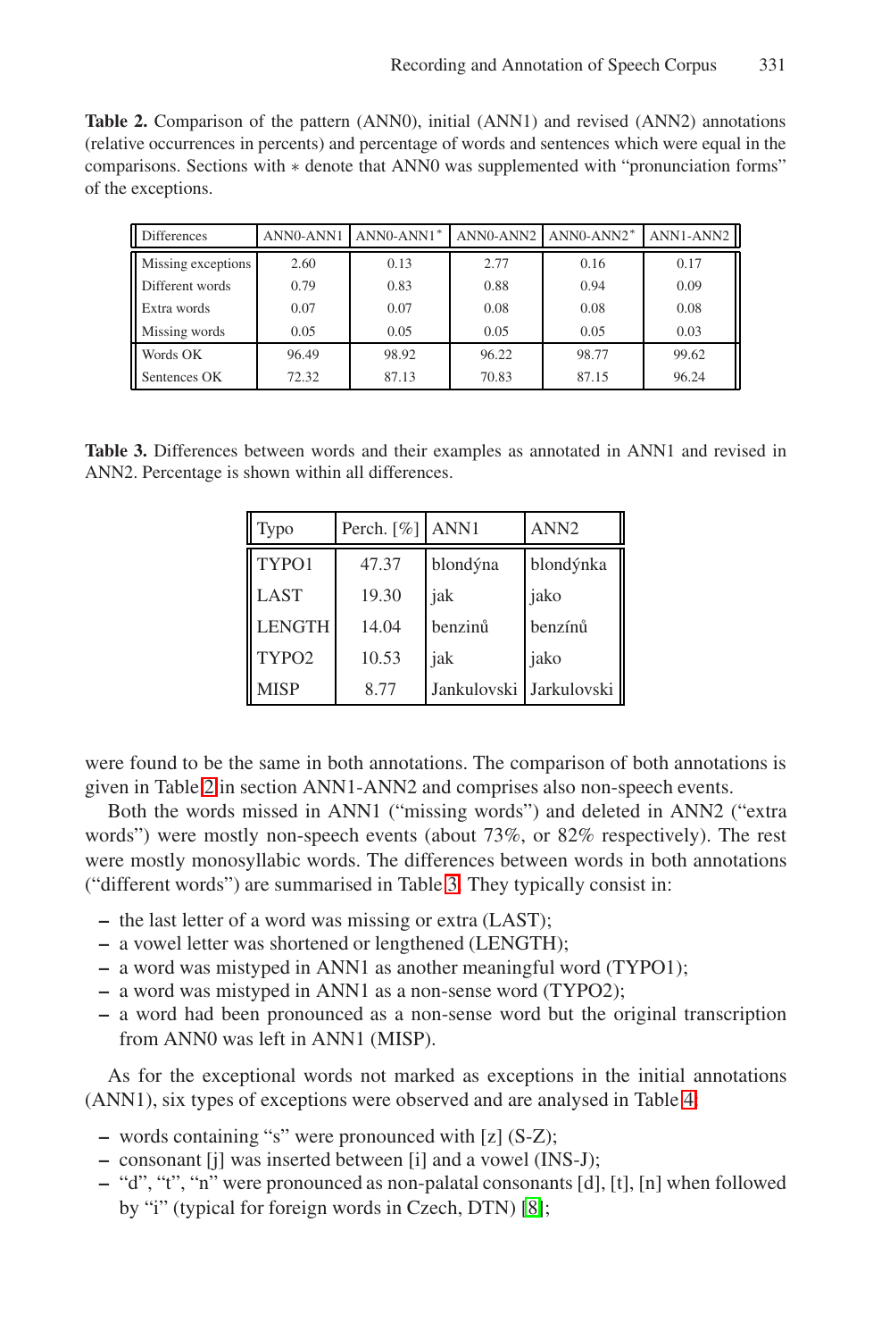**Table 2.** Comparison of the pattern (ANN0), initial (ANN1) and revised (ANN2) annotations (relative occurrences in percents) and percentage of words and sentences which were equal in the comparisons. Sections with ∗ denote that ANN0 was supplemented with "pronunciation forms" of the exceptions.

| Differences | ANN0-ANN1 | ANN0-ANN1* | ANN0-ANN2 | ANN0-ANN2* | ANN1-ANN2 |
|---|---|---|---|---|---|
| Missing exceptions | 2.60 | 0.13 | 2.77 | 0.16 | 0.17 |
| Different words | 0.79 | 0.83 | 0.88 | 0.94 | 0.09 |
| Extra words | 0.07 | 0.07 | 0.08 | 0.08 | 0.08 |
| Missing words | 0.05 | 0.05 | 0.05 | 0.05 | 0.03 |
| Words OK | 96.49 | 98.92 | 96.22 | 98.77 | 99.62 |
| Sentences OK | 72.32 | 87.13 | 70.83 | 87.15 | 96.24 |

**Table 3.** Differences between words and their examples as annotated in ANN1 and revised in ANN2. Percentage is shown within all differences.

| Typo | Perch. [%] | ANN1 | ANN2 |
|---|---|---|---|
| TYPO1 | 47.37 | blondýna | blondýnka |
| LAST | 19.30 | jak | jako |
| LENGTH | 14.04 | benzinů | benzínů |
| TYPO2 | 10.53 | jak | jako |
| MISP | 8.77 | Jankulovski | Jarkulovski |

were found to be the same in both annotations. The comparison of both annotations is given in Table 2 in section ANN1-ANN2 and comprises also non-speech events.

Both the words missed in ANN1 ("missing words") and deleted in ANN2 ("extra words") were mostly non-speech events (about 73%, or 82% respectively). The rest were mostly monosyllabic words. The differences between words in both annotations ("different words") are summarised in Table 3. They typically consist in:

– the last letter of a word was missing or extra (LAST);
– a vowel letter was shortened or lengthened (LENGTH);
– a word was mistyped in ANN1 as another meaningful word (TYPO1);
– a word was mistyped in ANN1 as a non-sense word (TYPO2);
– a word had been pronounced as a non-sense word but the original transcription from ANN0 was left in ANN1 (MISP).

As for the exceptional words not marked as exceptions in the initial annotations (ANN1), six types of exceptions were observed and are analysed in Table 4:

– words containing "s" were pronounced with [z] (S-Z);
– consonant [j] was inserted between [i] and a vowel (INS-J);
– "d", "t", "n" were pronounced as non-palatal consonants [d], [t], [n] when followed by "i" (typical for foreign words in Czech, DTN) [8];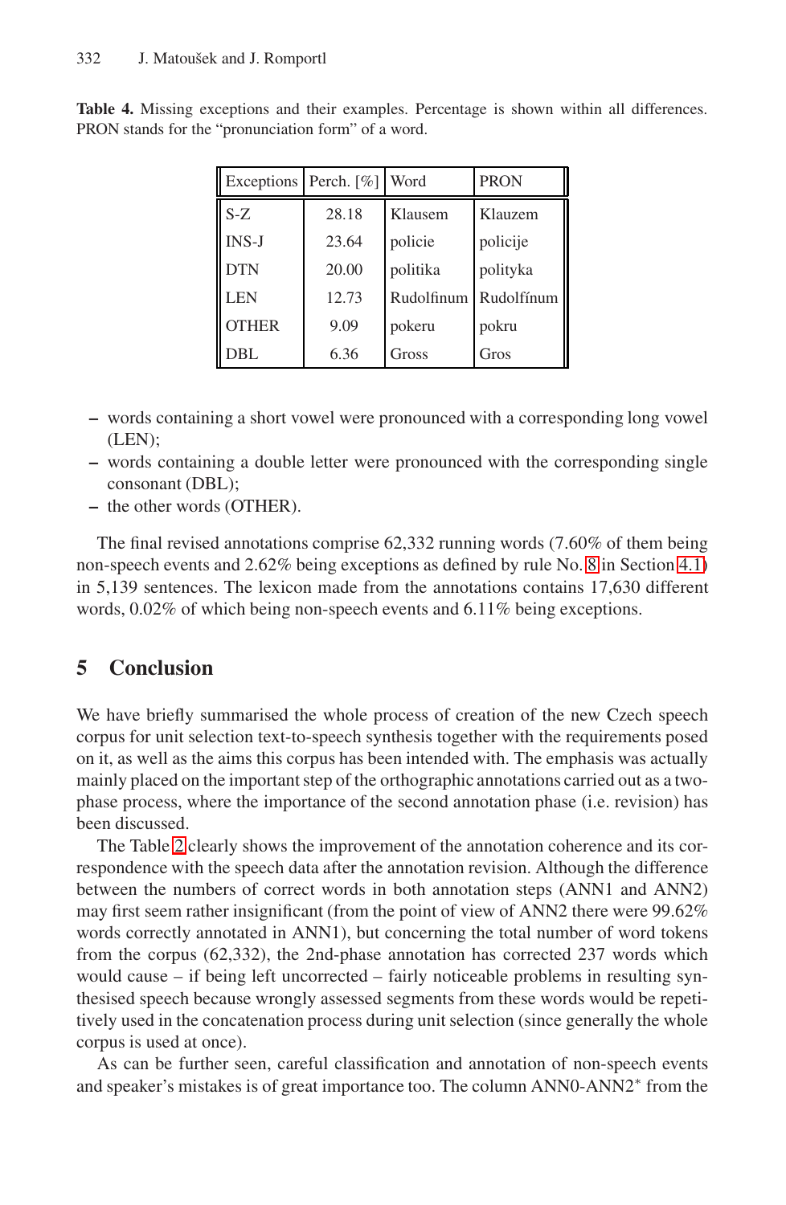**Table 4.** Missing exceptions and their examples. Percentage is shown within all differences. PRON stands for the "pronunciation form" of a word.

| Exceptions | Perch. [%] | Word | PRON |
|---|---|---|---|
| S-Z | 28.18 | Klausem | Klauzem |
| INS-J | 23.64 | policie | policije |
| DTN | 20.00 | politika | polityka |
| LEN | 12.73 | Rudolfinum | Rudolfínum |
| OTHER | 9.09 | pokeru | pokru |
| DBL | 6.36 | Gross | Gros |

- words containing a short vowel were pronounced with a corresponding long vowel (LEN);
- words containing a double letter were pronounced with the corresponding single consonant (DBL);
- the other words (OTHER).

The final revised annotations comprise 62,332 running words (7.60% of them being non-speech events and 2.62% being exceptions as defined by rule No. 8 in Section 4.1) in 5,139 sentences. The lexicon made from the annotations contains 17,630 different words, 0.02% of which being non-speech events and 6.11% being exceptions.

## 5 Conclusion

We have briefly summarised the whole process of creation of the new Czech speech corpus for unit selection text-to-speech synthesis together with the requirements posed on it, as well as the aims this corpus has been intended with. The emphasis was actually mainly placed on the important step of the orthographic annotations carried out as a two-phase process, where the importance of the second annotation phase (i.e. revision) has been discussed.

The Table 2 clearly shows the improvement of the annotation coherence and its correspondence with the speech data after the annotation revision. Although the difference between the numbers of correct words in both annotation steps (ANN1 and ANN2) may first seem rather insignificant (from the point of view of ANN2 there were 99.62% words correctly annotated in ANN1), but concerning the total number of word tokens from the corpus (62,332), the 2nd-phase annotation has corrected 237 words which would cause – if being left uncorrected – fairly noticeable problems in resulting synthesised speech because wrongly assessed segments from these words would be repetitively used in the concatenation process during unit selection (since generally the whole corpus is used at once).

As can be further seen, careful classification and annotation of non-speech events and speaker's mistakes is of great importance too. The column ANN0-ANN2* from the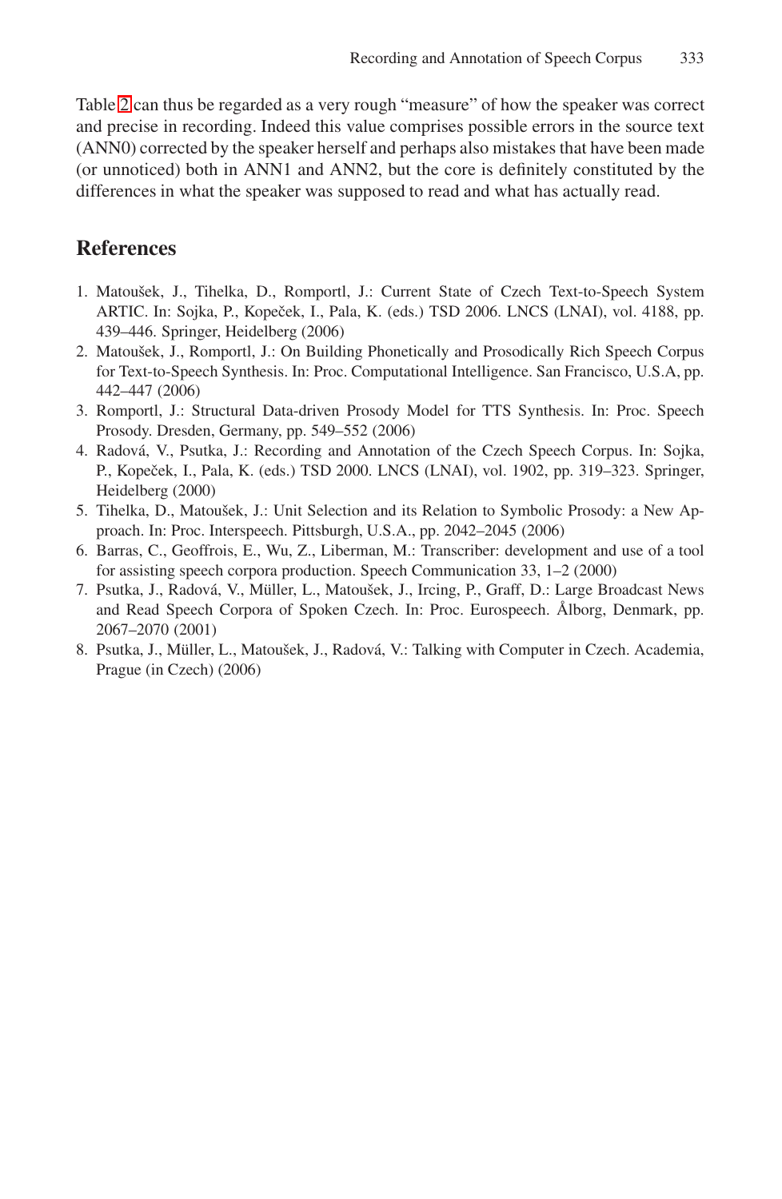Table 2 can thus be regarded as a very rough "measure" of how the speaker was correct and precise in recording. Indeed this value comprises possible errors in the source text (ANN0) corrected by the speaker herself and perhaps also mistakes that have been made (or unnoticed) both in ANN1 and ANN2, but the core is definitely constituted by the differences in what the speaker was supposed to read and what has actually read.

## References

1. Matoušek, J., Tihelka, D., Romportl, J.: Current State of Czech Text-to-Speech System ARTIC. In: Sojka, P., Kopeček, I., Pala, K. (eds.) TSD 2006. LNCS (LNAI), vol. 4188, pp. 439–446. Springer, Heidelberg (2006)
2. Matoušek, J., Romportl, J.: On Building Phonetically and Prosodically Rich Speech Corpus for Text-to-Speech Synthesis. In: Proc. Computational Intelligence. San Francisco, U.S.A, pp. 442–447 (2006)
3. Romportl, J.: Structural Data-driven Prosody Model for TTS Synthesis. In: Proc. Speech Prosody. Dresden, Germany, pp. 549–552 (2006)
4. Radová, V., Psutka, J.: Recording and Annotation of the Czech Speech Corpus. In: Sojka, P., Kopeček, I., Pala, K. (eds.) TSD 2000. LNCS (LNAI), vol. 1902, pp. 319–323. Springer, Heidelberg (2000)
5. Tihelka, D., Matoušek, J.: Unit Selection and its Relation to Symbolic Prosody: a New Approach. In: Proc. Interspeech. Pittsburgh, U.S.A., pp. 2042–2045 (2006)
6. Barras, C., Geoffrois, E., Wu, Z., Liberman, M.: Transcriber: development and use of a tool for assisting speech corpora production. Speech Communication 33, 1–2 (2000)
7. Psutka, J., Radová, V., Müller, L., Matoušek, J., Ircing, P., Graff, D.: Large Broadcast News and Read Speech Corpora of Spoken Czech. In: Proc. Eurospeech. Ålborg, Denmark, pp. 2067–2070 (2001)
8. Psutka, J., Müller, L., Matoušek, J., Radová, V.: Talking with Computer in Czech. Academia, Prague (in Czech) (2006)